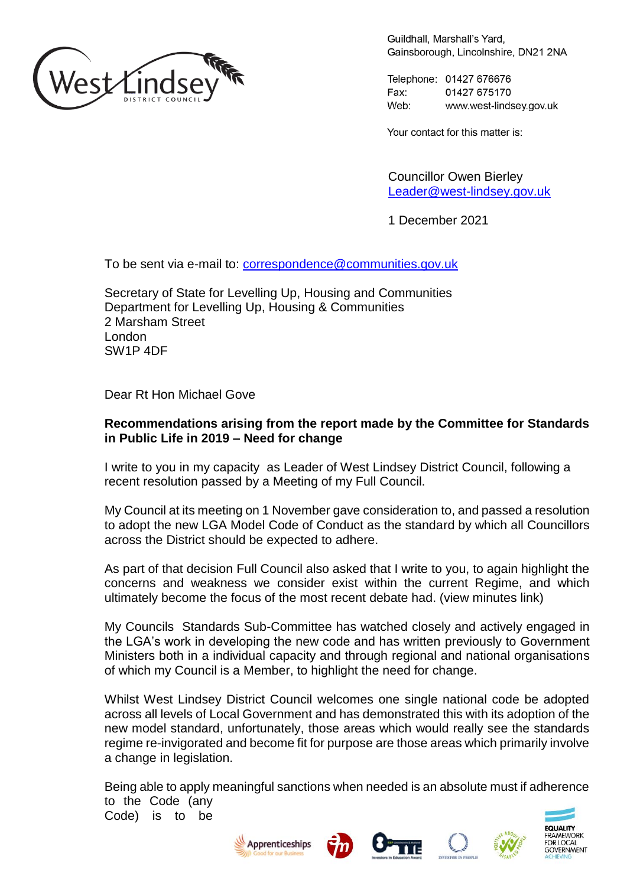Guildhall, Marshall's Yard,
Gainsborough, Lincolnshire, DN21 2NA

Telephone: 01427 676676
Fax: 01427 675170
Web: www.west-lindsey.gov.uk

Your contact for this matter is:

Councillor Owen Bierley
Leader@west-lindsey.gov.uk

1 December 2021

To be sent via e-mail to: correspondence@communities.gov.uk

Secretary of State for Levelling Up, Housing and Communities
Department for Levelling Up, Housing & Communities
2 Marsham Street
London
SW1P 4DF

Dear Rt Hon Michael Gove

**Recommendations arising from the report made by the Committee for Standards in Public Life in 2019 – Need for change**

I write to you in my capacity as Leader of West Lindsey District Council, following a recent resolution passed by a Meeting of my Full Council.

My Council at its meeting on 1 November gave consideration to, and passed a resolution to adopt the new LGA Model Code of Conduct as the standard by which all Councillors across the District should be expected to adhere.

As part of that decision Full Council also asked that I write to you, to again highlight the concerns and weakness we consider exist within the current Regime, and which ultimately become the focus of the most recent debate had. (view minutes link)

My Councils Standards Sub-Committee has watched closely and actively engaged in the LGA's work in developing the new code and has written previously to Government Ministers both in a individual capacity and through regional and national organisations of which my Council is a Member, to highlight the need for change.

Whilst West Lindsey District Council welcomes one single national code be adopted across all levels of Local Government and has demonstrated this with its adoption of the new model standard, unfortunately, those areas which would really see the standards regime re-invigorated and become fit for purpose are those areas which primarily involve a change in legislation.

Being able to apply meaningful sanctions when needed is an absolute must if adherence to the Code (any Code) is to be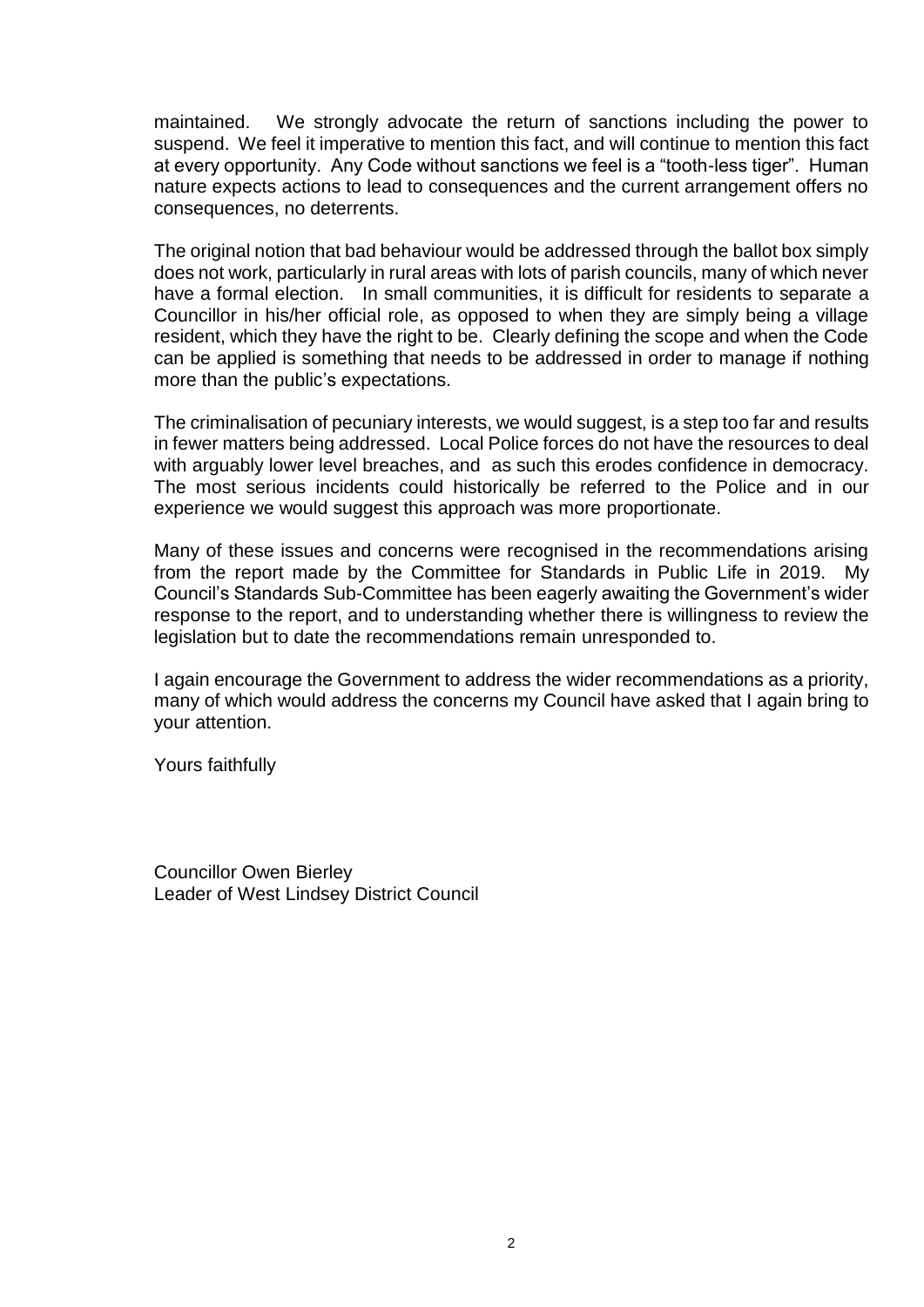maintained. We strongly advocate the return of sanctions including the power to suspend. We feel it imperative to mention this fact, and will continue to mention this fact at every opportunity. Any Code without sanctions we feel is a "tooth-less tiger". Human nature expects actions to lead to consequences and the current arrangement offers no consequences, no deterrents.

The original notion that bad behaviour would be addressed through the ballot box simply does not work, particularly in rural areas with lots of parish councils, many of which never have a formal election. In small communities, it is difficult for residents to separate a Councillor in his/her official role, as opposed to when they are simply being a village resident, which they have the right to be. Clearly defining the scope and when the Code can be applied is something that needs to be addressed in order to manage if nothing more than the public's expectations.

The criminalisation of pecuniary interests, we would suggest, is a step too far and results in fewer matters being addressed. Local Police forces do not have the resources to deal with arguably lower level breaches, and as such this erodes confidence in democracy. The most serious incidents could historically be referred to the Police and in our experience we would suggest this approach was more proportionate.

Many of these issues and concerns were recognised in the recommendations arising from the report made by the Committee for Standards in Public Life in 2019. My Council's Standards Sub-Committee has been eagerly awaiting the Government's wider response to the report, and to understanding whether there is willingness to review the legislation but to date the recommendations remain unresponded to.

I again encourage the Government to address the wider recommendations as a priority, many of which would address the concerns my Council have asked that I again bring to your attention.

Yours faithfully

Councillor Owen Bierley
Leader of West Lindsey District Council